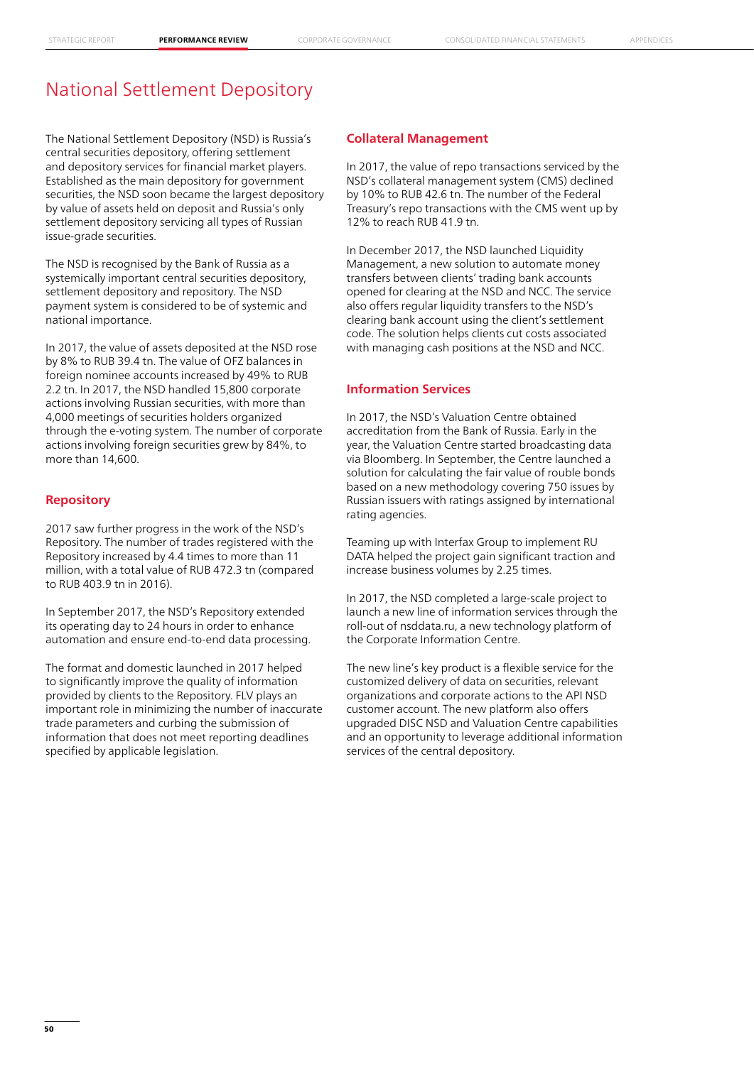# National Settlement Depository

The National Settlement Depository (NSD) is Russia's central securities depository, offering settlement and depository services for financial market players. Established as the main depository for government securities, the NSD soon became the largest depository by value of assets held on deposit and Russia's only settlement depository servicing all types of Russian issue-grade securities.

The NSD is recognised by the Bank of Russia as a systemically important central securities depository, settlement depository and repository. The NSD payment system is considered to be of systemic and national importance.

In 2017, the value of assets deposited at the NSD rose by 8% to RUB 39.4 tn. The value of OFZ balances in foreign nominee accounts increased by 49% to RUB 2.2 tn. In 2017, the NSD handled 15,800 corporate actions involving Russian securities, with more than 4,000 meetings of securities holders organized through the e-voting system. The number of corporate actions involving foreign securities grew by 84%, to more than 14,600.

## Repository

2017 saw further progress in the work of the NSD's Repository. The number of trades registered with the Repository increased by 4.4 times to more than 11 million, with a total value of RUB 472.3 tn (compared to RUB 403.9 tn in 2016).

In September 2017, the NSD's Repository extended its operating day to 24 hours in order to enhance automation and ensure end-to-end data processing.

The format and domestic launched in 2017 helped to significantly improve the quality of information provided by clients to the Repository. FLV plays an important role in minimizing the number of inaccurate trade parameters and curbing the submission of information that does not meet reporting deadlines specified by applicable legislation.

## Collateral Management

In 2017, the value of repo transactions serviced by the NSD's collateral management system (CMS) declined by 10% to RUB 42.6 tn. The number of the Federal Treasury's repo transactions with the CMS went up by 12% to reach RUB 41.9 tn.

In December 2017, the NSD launched Liquidity Management, a new solution to automate money transfers between clients' trading bank accounts opened for clearing at the NSD and NCC. The service also offers regular liquidity transfers to the NSD's clearing bank account using the client's settlement code. The solution helps clients cut costs associated with managing cash positions at the NSD and NCC.

## Information Services

In 2017, the NSD's Valuation Centre obtained accreditation from the Bank of Russia. Early in the year, the Valuation Centre started broadcasting data via Bloomberg. In September, the Centre launched a solution for calculating the fair value of rouble bonds based on a new methodology covering 750 issues by Russian issuers with ratings assigned by international rating agencies.

Teaming up with Interfax Group to implement RU DATA helped the project gain significant traction and increase business volumes by 2.25 times.

In 2017, the NSD completed a large-scale project to launch a new line of information services through the roll-out of nsddata.ru, a new technology platform of the Corporate Information Centre.

The new line's key product is a flexible service for the customized delivery of data on securities, relevant organizations and corporate actions to the API NSD customer account. The new platform also offers upgraded DISC NSD and Valuation Centre capabilities and an opportunity to leverage additional information services of the central depository.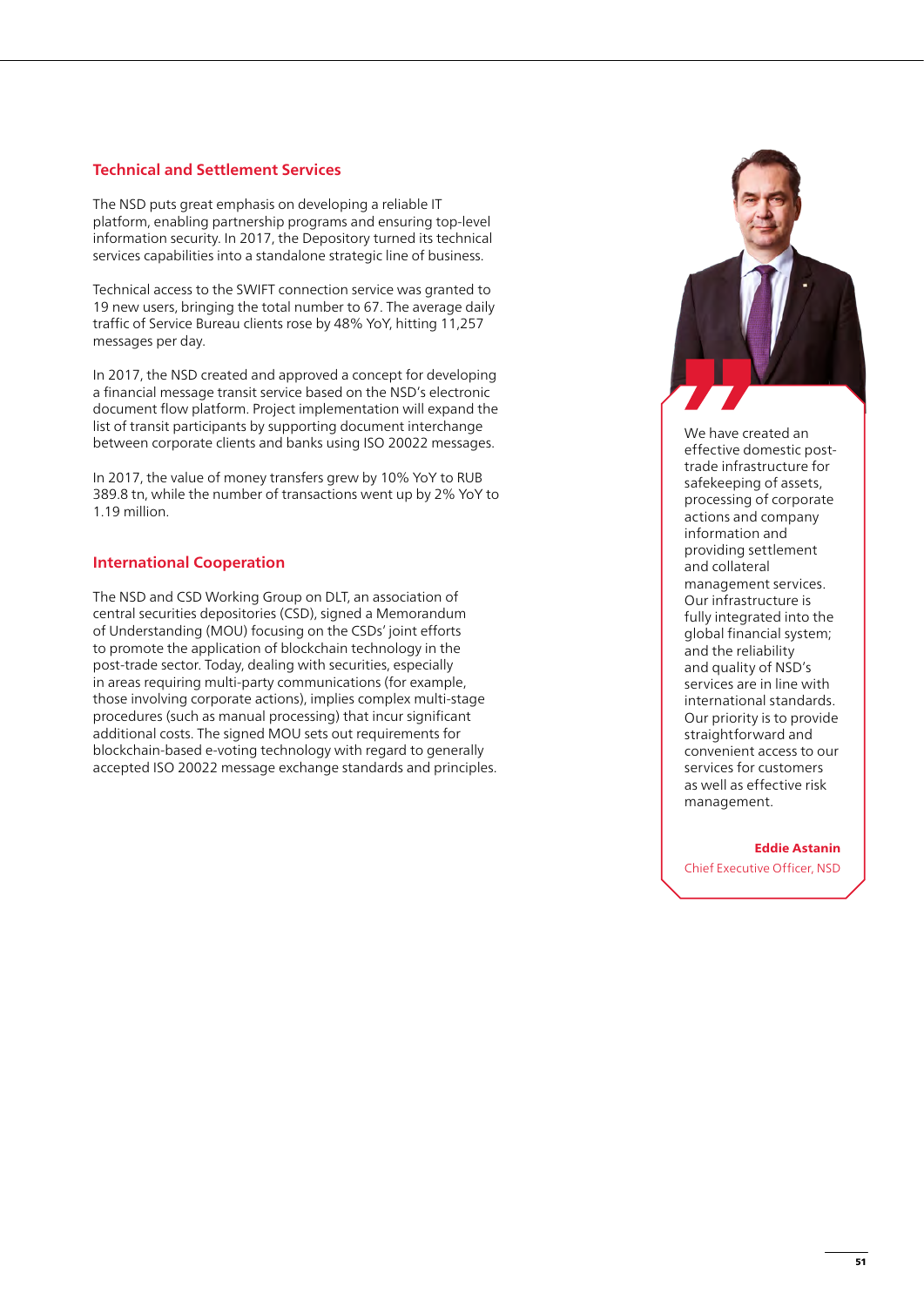## Technical and Settlement Services

The NSD puts great emphasis on developing a reliable IT platform, enabling partnership programs and ensuring top-level information security. In 2017, the Depository turned its technical services capabilities into a standalone strategic line of business.

Technical access to the SWIFT connection service was granted to 19 new users, bringing the total number to 67. The average daily traffic of Service Bureau clients rose by 48% YoY, hitting 11,257 messages per day.

In 2017, the NSD created and approved a concept for developing a financial message transit service based on the NSD's electronic document flow platform. Project implementation will expand the list of transit participants by supporting document interchange between corporate clients and banks using ISO 20022 messages.

In 2017, the value of money transfers grew by 10% YoY to RUB 389.8 tn, while the number of transactions went up by 2% YoY to 1.19 million.

## International Cooperation

The NSD and CSD Working Group on DLT, an association of central securities depositories (CSD), signed a Memorandum of Understanding (MOU) focusing on the CSDs' joint efforts to promote the application of blockchain technology in the post-trade sector. Today, dealing with securities, especially in areas requiring multi-party communications (for example, those involving corporate actions), implies complex multi-stage procedures (such as manual processing) that incur significant additional costs. The signed MOU sets out requirements for blockchain-based e-voting technology with regard to generally accepted ISO 20022 message exchange standards and principles.

> We have created an effective domestic post-trade infrastructure for safekeeping of assets, processing of corporate actions and company information and providing settlement and collateral management services. Our infrastructure is fully integrated into the global financial system; and the reliability and quality of NSD's services are in line with international standards. Our priority is to provide straightforward and convenient access to our services for customers as well as effective risk management.
>
> **Eddie Astanin**
> Chief Executive Officer, NSD